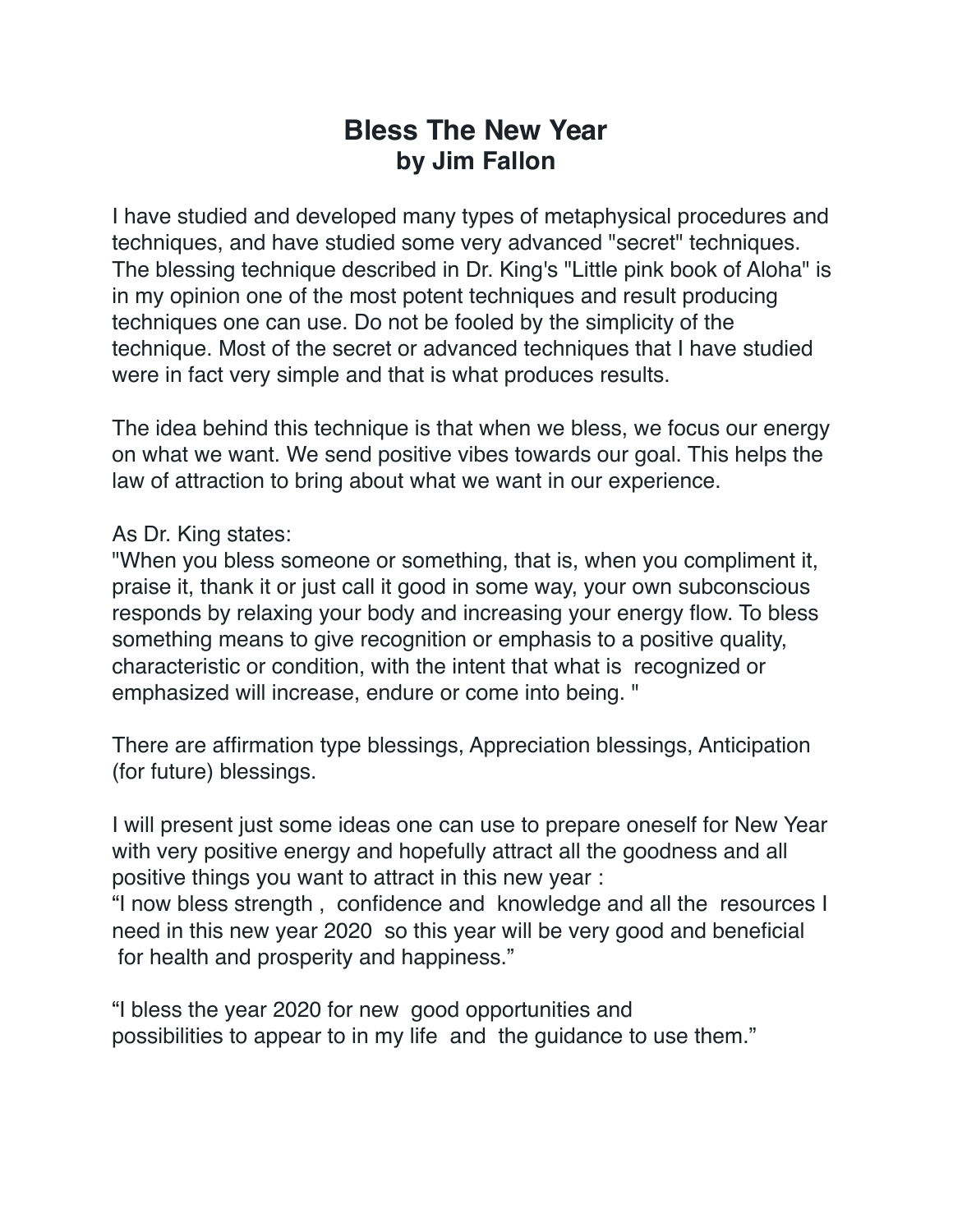# Bless The New Year
## by Jim Fallon

I have studied and developed many types of metaphysical procedures and techniques, and have studied some very advanced "secret" techniques. The blessing technique described in Dr. King's "Little pink book of Aloha" is in my opinion one of the most potent techniques and result producing techniques one can use. Do not be fooled by the simplicity of the technique. Most of the secret or advanced techniques that I have studied were in fact very simple and that is what produces results.

The idea behind this technique is that when we bless, we focus our energy on what we want. We send positive vibes towards our goal. This helps the law of attraction to bring about what we want in our experience.

As Dr. King states:
"When you bless someone or something, that is, when you compliment it, praise it, thank it or just call it good in some way, your own subconscious responds by relaxing your body and increasing your energy flow. To bless something means to give recognition or emphasis to a positive quality, characteristic or condition, with the intent that what is recognized or emphasized will increase, endure or come into being. "

There are affirmation type blessings, Appreciation blessings, Anticipation (for future) blessings.

I will present just some ideas one can use to prepare oneself for New Year with very positive energy and hopefully attract all the goodness and all positive things you want to attract in this new year :
"I now bless strength , confidence and knowledge and all the resources I need in this new year 2020 so this year will be very good and beneficial for health and prosperity and happiness."

"I bless the year 2020 for new good opportunities and possibilities to appear to in my life and the guidance to use them."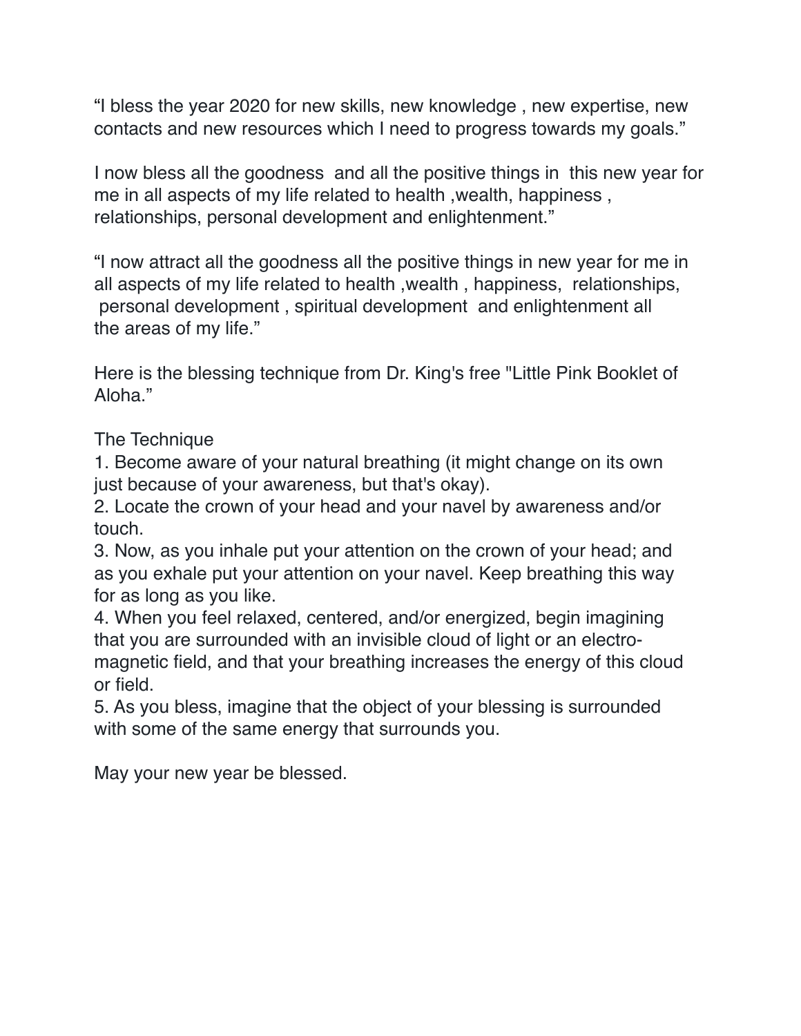"I bless the year 2020 for new skills, new knowledge , new expertise, new contacts and new resources which I need to progress towards my goals."

I now bless all the goodness and all the positive things in this new year for me in all aspects of my life related to health ,wealth, happiness , relationships, personal development and enlightenment."

"I now attract all the goodness all the positive things in new year for me in all aspects of my life related to health ,wealth , happiness, relationships, personal development , spiritual development and enlightenment all the areas of my life."

Here is the blessing technique from Dr. King's free "Little Pink Booklet of Aloha."

The Technique

1. Become aware of your natural breathing (it might change on its own just because of your awareness, but that's okay).
2. Locate the crown of your head and your navel by awareness and/or touch.
3. Now, as you inhale put your attention on the crown of your head; and as you exhale put your attention on your navel. Keep breathing this way for as long as you like.
4. When you feel relaxed, centered, and/or energized, begin imagining that you are surrounded with an invisible cloud of light or an electro-magnetic field, and that your breathing increases the energy of this cloud or field.
5. As you bless, imagine that the object of your blessing is surrounded with some of the same energy that surrounds you.

May your new year be blessed.